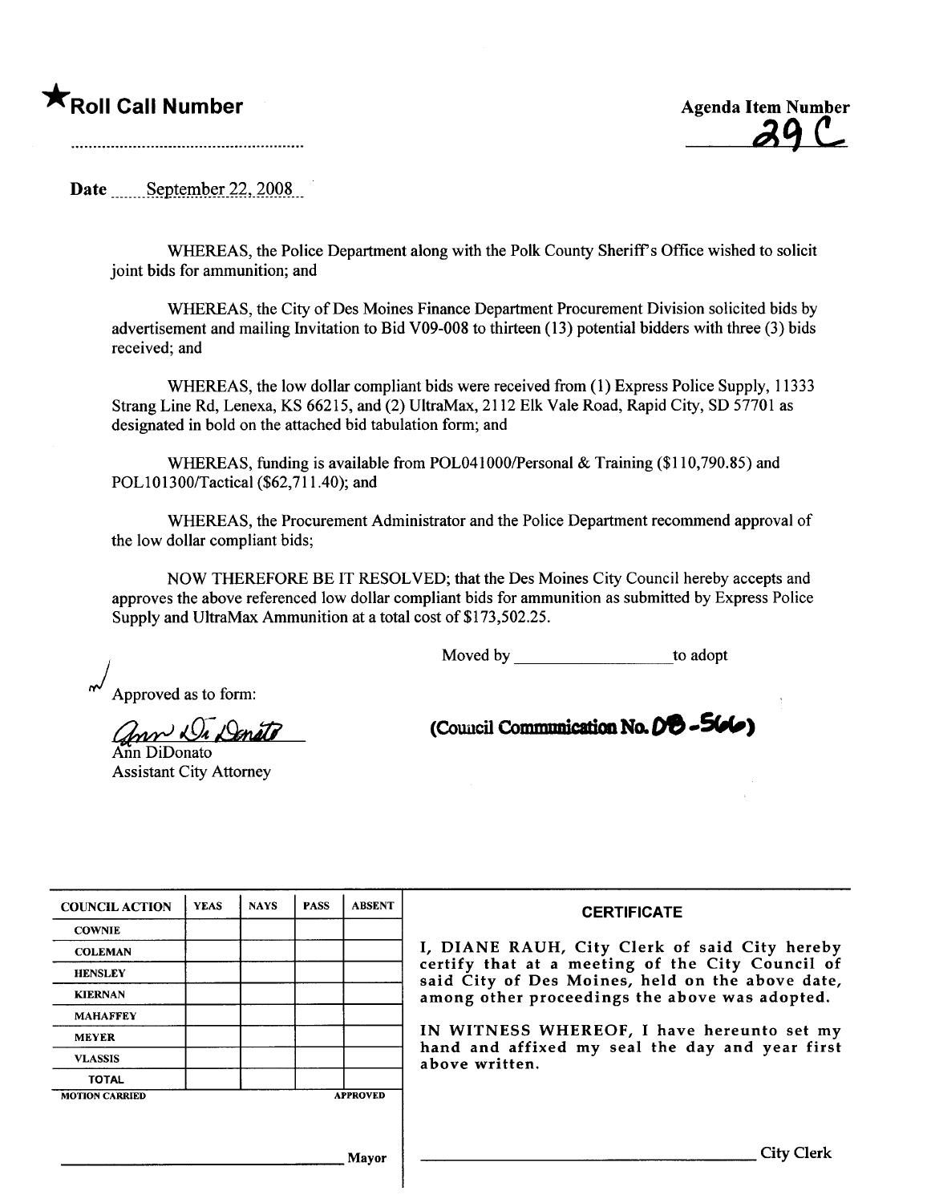★Roll Call Number

.........................................................

Agenda Item Number

29 C

Date September 22, 2008

WHEREAS, the Police Department along with the Polk County Sheriff's Office wished to solicit joint bids for ammunition; and

WHEREAS, the City of Des Moines Finance Department Procurement Division solicited bids by advertisement and mailing Invitation to Bid V09-008 to thirteen (13) potential bidders with three (3) bids received; and

WHEREAS, the low dollar compliant bids were received from (1) Express Police Supply, 11333 Strang Line Rd, Lenexa, KS 66215, and (2) UltraMax, 2112 Elk Vale Road, Rapid City, SD 57701 as designated in bold on the attached bid tabulation form; and

WHEREAS, funding is available from POL041000/Personal & Training ($110,790.85) and POL101300/Tactical ($62,711.40); and

WHEREAS, the Procurement Administrator and the Police Department recommend approval of the low dollar compliant bids;

NOW THEREFORE BE IT RESOLVED; that the Des Moines City Council hereby accepts and approves the above referenced low dollar compliant bids for ammunition as submitted by Express Police Supply and UltraMax Ammunition at a total cost of $173,502.25.

Moved by __________________ to adopt

Approved as to form:

Ann DiDonato
Ann DiDonato
Assistant City Attorney

(Council Communication No. 08-566)

| COUNCIL ACTION | YEAS | NAYS | PASS | ABSENT |
|---|---|---|---|---|
| COWNIE | | | | |
| COLEMAN | | | | |
| HENSLEY | | | | |
| KIERNAN | | | | |
| MAHAFFEY | | | | |
| MEYER | | | | |
| VLASSIS | | | | |
| TOTAL | | | | |
| MOTION CARRIED | | | | APPROVED |

__________________________ Mayor

**CERTIFICATE**

I, DIANE RAUH, City Clerk of said City hereby certify that at a meeting of the City Council of said City of Des Moines, held on the above date, among other proceedings the above was adopted.

IN WITNESS WHEREOF, I have hereunto set my hand and affixed my seal the day and year first above written.

__________________________ City Clerk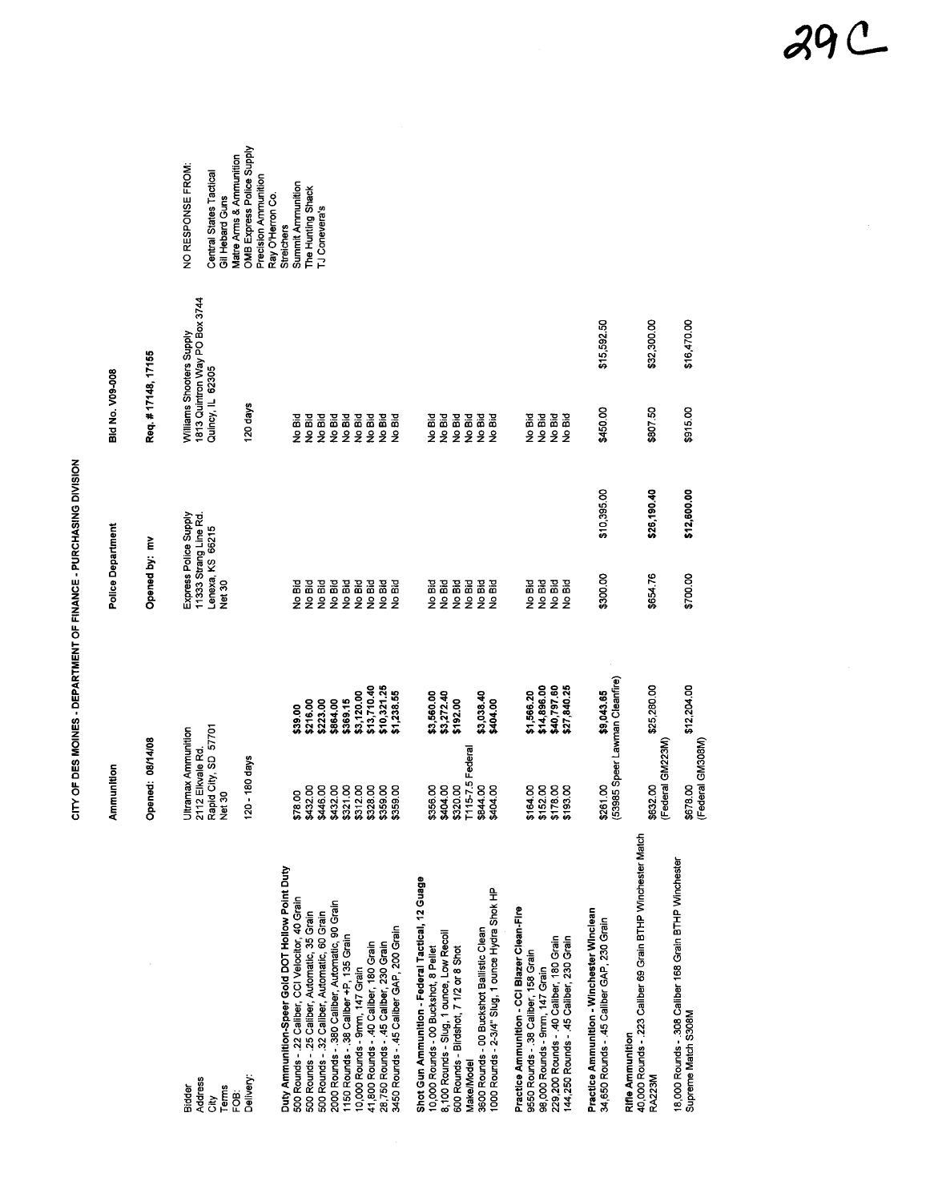29C

# CITY OF DES MOINES - DEPARTMENT OF FINANCE - PURCHASING DIVISION

| | | | | | | | |
|---|---|---|---|---|---|---|---|
| | Ammunition | | Police Department | | Bid No. V09-008 | | |
| | Opened: 08/14/08 | | Opened by: mv | | Req. # 17148, 17155 | | |
| Bidder<br>Address<br>City<br>Terms<br>FOB:<br>Delivery: | Ultramax Ammunition<br>2112 Elkvale Rd.<br>Rapid City, SD 57701<br>Net 30<br><br>120 - 180 days | | Express Police Supply<br>11333 Strang Line Rd.<br>Lenexa, KS 66215<br>Net 30 | | Williams Shooters Supply<br>1813 Quintron Way PO Box 3744<br>Quincy, IL 62305<br><br><br>120 days | | NO RESPONSE FROM:<br><br>Central States Tactical<br>Gil Hebard Guns<br>Matre Arms & Ammunition<br>OMB Express Police Supply<br>Precision Ammunition<br>Ray O'Herron Co.<br>Streichers<br>Summit Ammunition<br>The Hunting Shack<br>TJ Conevera's |
| **Duty Ammunition-Speer Gold DOT Hollow Point Duty** | | | | | | | |
| 500 Rounds - .22 Caliber, CCI Velocitor, 40 Grain | $78.00 | $39.00 | No Bid | | No Bid | | |
| 500 Rounds - .25 Caliber, Automatic, 35 Grain | $432.00 | $216.00 | No Bid | | No Bid | | |
| 500 Rounds - .32 Caliber, Automatic, 60 Grain | $446.00 | $223.00 | No Bid | | No Bid | | |
| 2000 Rounds - .380 Caliber, Automatic, 90 Grain | $432.00 | $864.00 | No Bid | | No Bid | | |
| 1150 Rounds - .38 Caliber +P, 135 Grain | $321.00 | $369.15 | No Bid | | No Bid | | |
| 10,000 Rounds - 9mm, 147 Grain | $312.00 | $3,120.00 | No Bid | | No Bid | | |
| 41,800 Rounds - .40 Caliber, 180 Grain | $328.00 | $13,710.40 | No Bid | | No Bid | | |
| 28,750 Rounds - .45 Caliber, 230 Grain | $359.00 | $10,321.25 | No Bid | | No Bid | | |
| 3450 Rounds - .45 Caliber GAP, 200 Grain | $359.00 | $1,238.55 | No Bid | | No Bid | | |
| **Shot Gun Ammunition - Federal Tactical, 12 Guage** | | | | | | | |
| 10,000 Rounds - 00 Buckshot, 8 Pellet | $356.00 | $3,560.00 | No Bid | | No Bid | | |
| 8,100 Rounds - Slug, 1 ounce, Low Recoil | $404.00 | $3,272.40 | No Bid | | No Bid | | |
| 600 Rounds - Birdshot, 7 1/2 or 8 Shot | $320.00 | $192.00 | No Bid | | No Bid | | |
| Make/Model | T115-7.5 Federal | | No Bid | | No Bid | | |
| 3600 Rounds - 00 Buckshot Ballistic Clean | $844.00 | $3,038.40 | No Bid | | No Bid | | |
| 1000 Rounds - 2-3/4" Slug, 1 ounce Hydra Shok HP | $404.00 | $404.00 | No Bid | | No Bid | | |
| **Practice Ammunition - CCI Blazer Clean-Fire** | | | | | | | |
| 9550 Rounds - .38 Caliber, 158 Grain | $164.00 | $1,566.20 | No Bid | | No Bid | | |
| 98,000 Rounds - 9mm, 147 Grain | $152.00 | $14,896.00 | No Bid | | No Bid | | |
| 229,200 Rounds - .40 Caliber, 180 Grain | $178.00 | $40,797.60 | No Bid | | No Bid | | |
| 144,250 Rounds - .45 Caliber, 230 Grain | $193.00 | $27,840.25 | No Bid | | No Bid | | |
| **Practice Ammunition - Winchester Winclean** | | | | | | | |
| 34,650 Rounds - .45 Caliber GAP, 230 Grain | $261.00<br>(53985 Speer Lawman Cleanfire) | $9,043.65 | $300.00 | $10,395.00 | $450.00 | $15,592.50 | |
| **Rifle Ammunition** | | | | | | | |
| 40,000 Rounds - .223 Caliber 69 Grain BTHP Winchester Match RA223M | $632.00<br>(Federal GM223M) | $25,280.00 | $654.76 | **$26,190.40** | $807.50 | $32,300.00 | |
| 18,000 Rounds - .308 Caliber 168 Grain BTHP Winchester Supreme Match S308M | $678.00<br>(Federal GM308M) | $12,204.00 | **$700.00** | **$12,600.00** | $915.00 | $16,470.00 | |